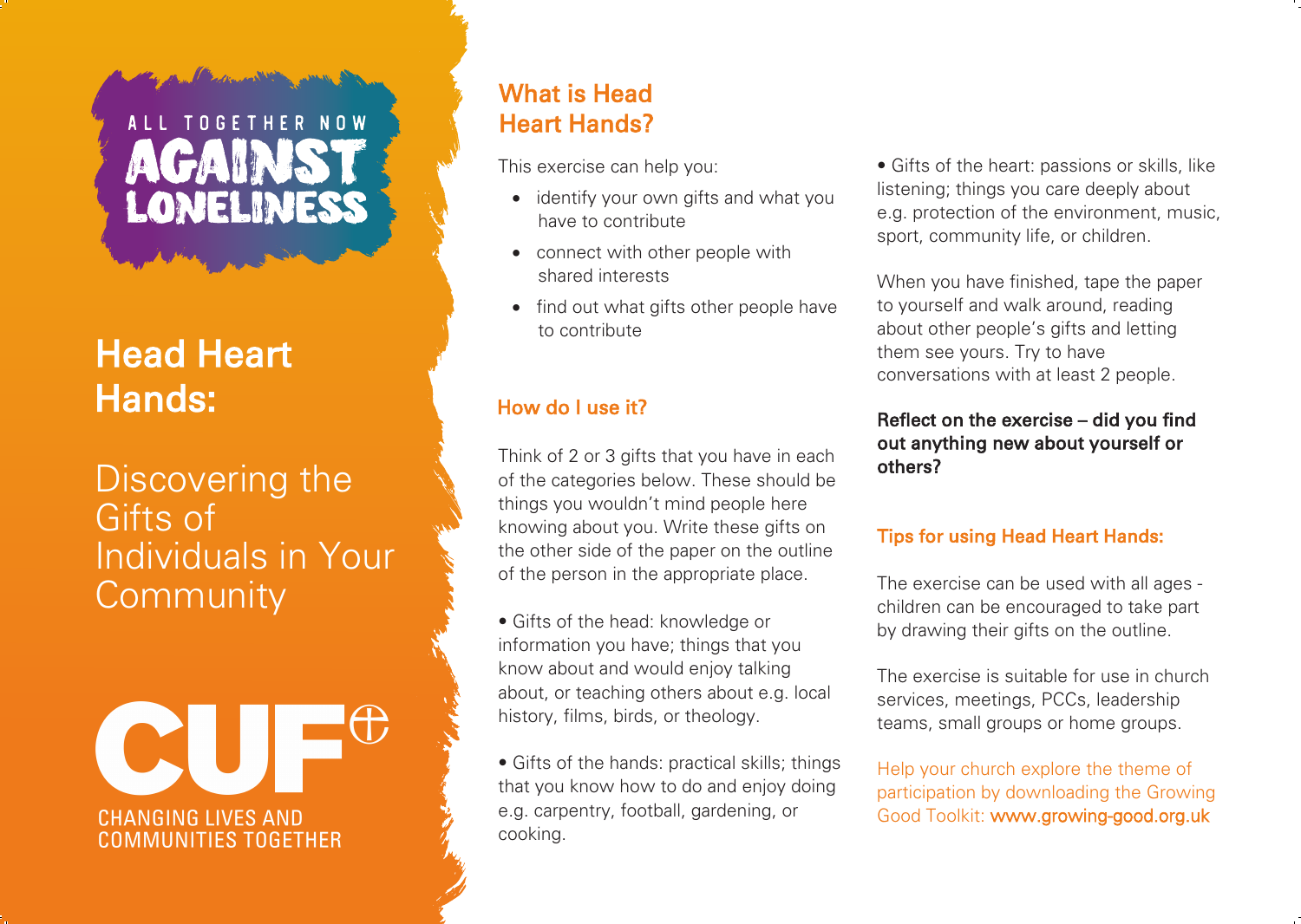ALL TOGETHER NOW

AGAINST LONELINESS

# Head Heart Hands:

## Discovering the Gifts of Individuals in Your Community

CUF

CHANGING LIVES AND COMMUNITIES TOGETHER

## What is Head Heart Hands?

This exercise can help you:

- identify your own gifts and what you have to contribute
- connect with other people with shared interests
- find out what gifts other people have to contribute

### How do I use it?

Think of 2 or 3 gifts that you have in each of the categories below. These should be things you wouldn't mind people here knowing about you. Write these gifts on the other side of the paper on the outline of the person in the appropriate place.

• Gifts of the head: knowledge or information you have; things that you know about and would enjoy talking about, or teaching others about e.g. local history, films, birds, or theology.

• Gifts of the hands: practical skills; things that you know how to do and enjoy doing e.g. carpentry, football, gardening, or cooking.

• Gifts of the heart: passions or skills, like listening; things you care deeply about e.g. protection of the environment, music, sport, community life, or children.

When you have finished, tape the paper to yourself and walk around, reading about other people's gifts and letting them see yours. Try to have conversations with at least 2 people.

**Reflect on the exercise – did you find out anything new about yourself or others?**

### Tips for using Head Heart Hands:

The exercise can be used with all ages - children can be encouraged to take part by drawing their gifts on the outline.

The exercise is suitable for use in church services, meetings, PCCs, leadership teams, small groups or home groups.

Help your church explore the theme of participation by downloading the Growing Good Toolkit: www.growing-good.org.uk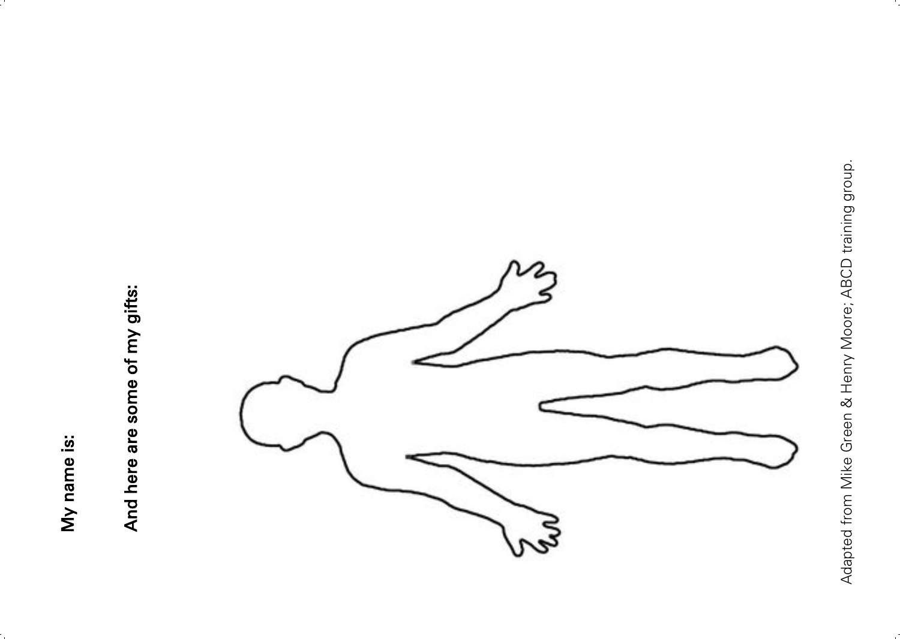**My name is:**

**And here are some of my gifts:**

Adapted from Mike Green & Henry Moore; ABCD training group.